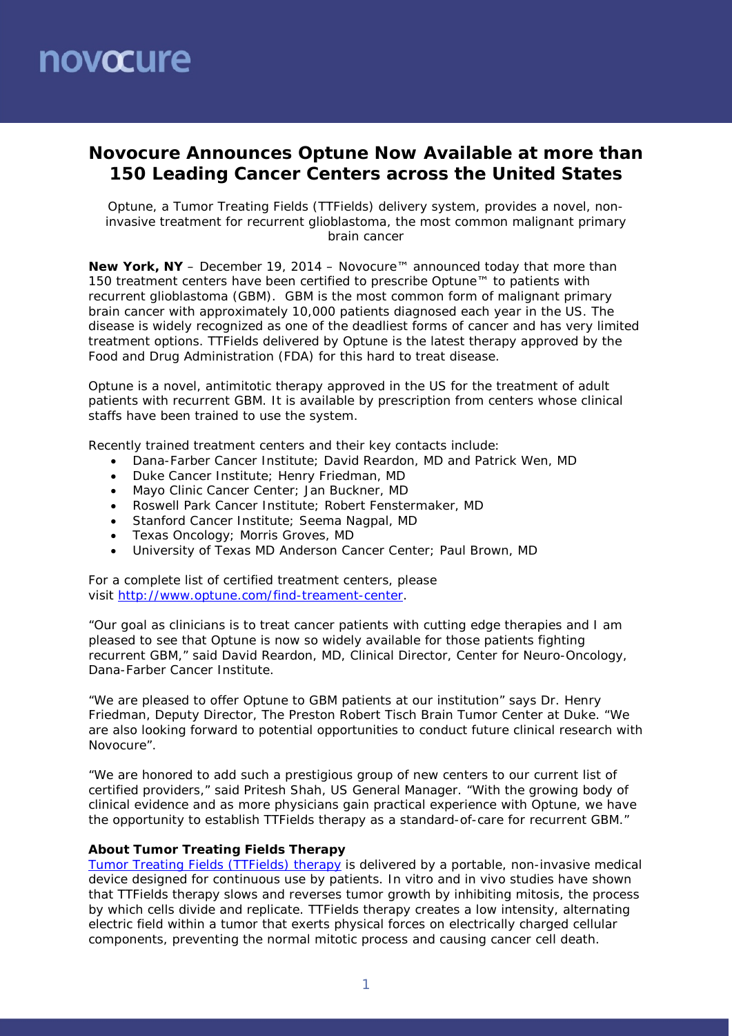novocure

# Novocure Announces Optune Now Available at more than 150 Leading Cancer Centers across the United States

Optune, a Tumor Treating Fields (TTFields) delivery system, provides a novel, non-invasive treatment for recurrent glioblastoma, the most common malignant primary brain cancer

**New York, NY** – December 19, 2014 – Novocure™ announced today that more than 150 treatment centers have been certified to prescribe Optune™ to patients with recurrent glioblastoma (GBM). GBM is the most common form of malignant primary brain cancer with approximately 10,000 patients diagnosed each year in the US. The disease is widely recognized as one of the deadliest forms of cancer and has very limited treatment options. TTFields delivered by Optune is the latest therapy approved by the Food and Drug Administration (FDA) for this hard to treat disease.

Optune is a novel, antimitotic therapy approved in the US for the treatment of adult patients with recurrent GBM. It is available by prescription from centers whose clinical staffs have been trained to use the system.

Recently trained treatment centers and their key contacts include:

- Dana-Farber Cancer Institute; David Reardon, MD and Patrick Wen, MD
- Duke Cancer Institute; Henry Friedman, MD
- Mayo Clinic Cancer Center; Jan Buckner, MD
- Roswell Park Cancer Institute; Robert Fenstermaker, MD
- Stanford Cancer Institute; Seema Nagpal, MD
- Texas Oncology; Morris Groves, MD
- University of Texas MD Anderson Cancer Center; Paul Brown, MD

For a complete list of certified treatment centers, please visit [http://www.optune.com/find-treament-center](http://www.optune.com/find-treament-center).

"Our goal as clinicians is to treat cancer patients with cutting edge therapies and I am pleased to see that Optune is now so widely available for those patients fighting recurrent GBM," said David Reardon, MD, Clinical Director, Center for Neuro-Oncology, Dana-Farber Cancer Institute.

"We are pleased to offer Optune to GBM patients at our institution" says Dr. Henry Friedman, Deputy Director, The Preston Robert Tisch Brain Tumor Center at Duke. "We are also looking forward to potential opportunities to conduct future clinical research with Novocure".

"We are honored to add such a prestigious group of new centers to our current list of certified providers," said Pritesh Shah, US General Manager. "With the growing body of clinical evidence and as more physicians gain practical experience with Optune, we have the opportunity to establish TTFields therapy as a standard-of-care for recurrent GBM."

**About Tumor Treating Fields Therapy**

Tumor Treating Fields (TTFields) therapy is delivered by a portable, non-invasive medical device designed for continuous use by patients. In vitro and in vivo studies have shown that TTFields therapy slows and reverses tumor growth by inhibiting mitosis, the process by which cells divide and replicate. TTFields therapy creates a low intensity, alternating electric field within a tumor that exerts physical forces on electrically charged cellular components, preventing the normal mitotic process and causing cancer cell death.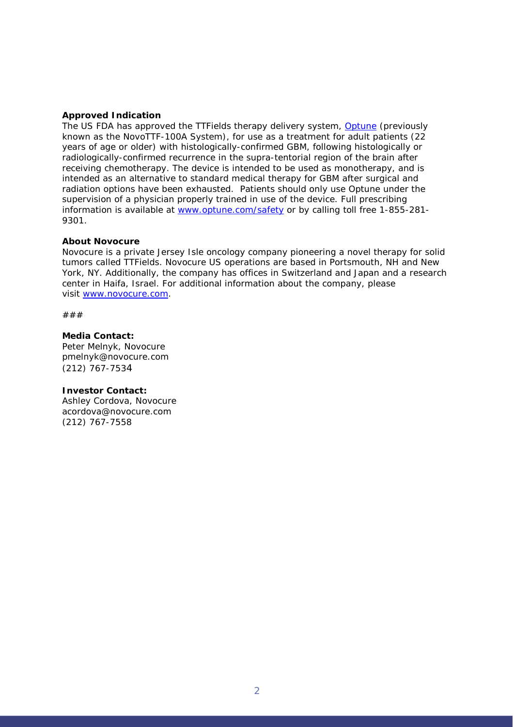**Approved Indication**
The US FDA has approved the TTFields therapy delivery system, Optune (previously known as the NovoTTF-100A System), for use as a treatment for adult patients (22 years of age or older) with histologically-confirmed GBM, following histologically or radiologically-confirmed recurrence in the supra-tentorial region of the brain after receiving chemotherapy. The device is intended to be used as monotherapy, and is intended as an alternative to standard medical therapy for GBM after surgical and radiation options have been exhausted. Patients should only use Optune under the supervision of a physician properly trained in use of the device. Full prescribing information is available at www.optune.com/safety or by calling toll free 1-855-281-9301.

**About Novocure**
Novocure is a private Jersey Isle oncology company pioneering a novel therapy for solid tumors called TTFields. Novocure US operations are based in Portsmouth, NH and New York, NY. Additionally, the company has offices in Switzerland and Japan and a research center in Haifa, Israel. For additional information about the company, please visit www.novocure.com.

###

**Media Contact:**
Peter Melnyk, Novocure
pmelnyk@novocure.com
(212) 767-7534

**Investor Contact:**
Ashley Cordova, Novocure
acordova@novocure.com
(212) 767-7558